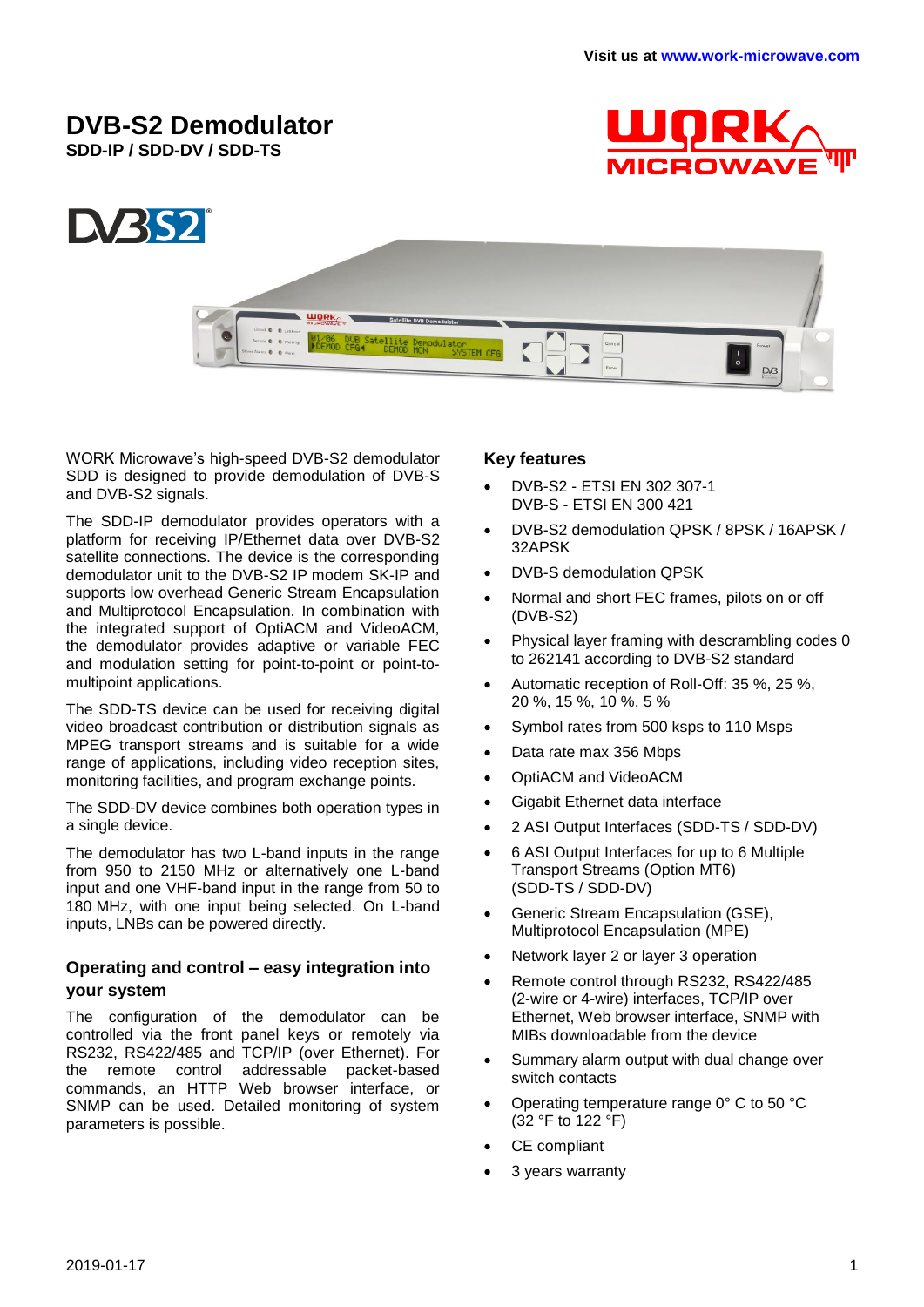Visit us at www.work-microwave.com

# DVB-S2 Demodulator

**SDD-IP / SDD-DV / SDD-TS**

WORK Microwave's high-speed DVB-S2 demodulator SDD is designed to provide demodulation of DVB-S and DVB-S2 signals.

The SDD-IP demodulator provides operators with a platform for receiving IP/Ethernet data over DVB-S2 satellite connections. The device is the corresponding demodulator unit to the DVB-S2 IP modem SK-IP and supports low overhead Generic Stream Encapsulation and Multiprotocol Encapsulation. In combination with the integrated support of OptiACM and VideoACM, the demodulator provides adaptive or variable FEC and modulation setting for point-to-point or point-to-multipoint applications.

The SDD-TS device can be used for receiving digital video broadcast contribution or distribution signals as MPEG transport streams and is suitable for a wide range of applications, including video reception sites, monitoring facilities, and program exchange points.

The SDD-DV device combines both operation types in a single device.

The demodulator has two L-band inputs in the range from 950 to 2150 MHz or alternatively one L-band input and one VHF-band input in the range from 50 to 180 MHz, with one input being selected. On L-band inputs, LNBs can be powered directly.

## Operating and control – easy integration into your system

The configuration of the demodulator can be controlled via the front panel keys or remotely via RS232, RS422/485 and TCP/IP (over Ethernet). For the remote control addressable packet-based commands, an HTTP Web browser interface, or SNMP can be used. Detailed monitoring of system parameters is possible.

## Key features

- DVB-S2 - ETSI EN 302 307-1
  DVB-S - ETSI EN 300 421
- DVB-S2 demodulation QPSK / 8PSK / 16APSK / 32APSK
- DVB-S demodulation QPSK
- Normal and short FEC frames, pilots on or off (DVB-S2)
- Physical layer framing with descrambling codes 0 to 262141 according to DVB-S2 standard
- Automatic reception of Roll-Off: 35 %, 25 %, 20 %, 15 %, 10 %, 5 %
- Symbol rates from 500 ksps to 110 Msps
- Data rate max 356 Mbps
- OptiACM and VideoACM
- Gigabit Ethernet data interface
- 2 ASI Output Interfaces (SDD-TS / SDD-DV)
- 6 ASI Output Interfaces for up to 6 Multiple Transport Streams (Option MT6) (SDD-TS / SDD-DV)
- Generic Stream Encapsulation (GSE), Multiprotocol Encapsulation (MPE)
- Network layer 2 or layer 3 operation
- Remote control through RS232, RS422/485 (2-wire or 4-wire) interfaces, TCP/IP over Ethernet, Web browser interface, SNMP with MIBs downloadable from the device
- Summary alarm output with dual change over switch contacts
- Operating temperature range 0° C to 50 °C (32 °F to 122 °F)
- CE compliant
- 3 years warranty

2019-01-17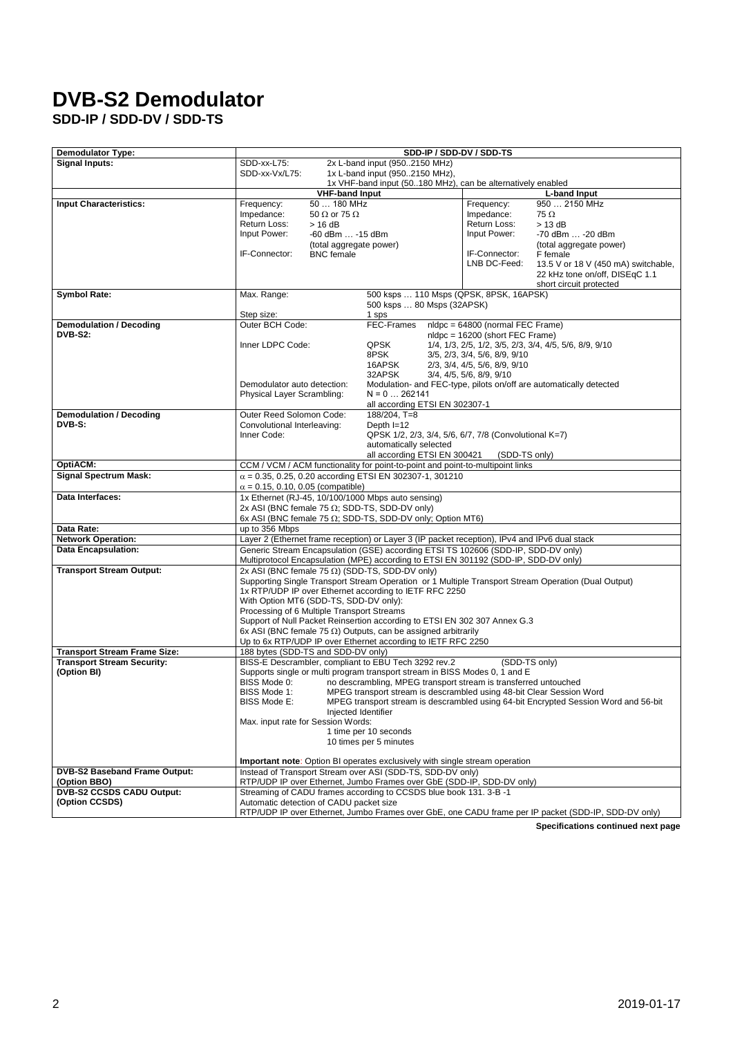# DVB-S2 Demodulator

## SDD-IP / SDD-DV / SDD-TS

| Demodulator Type: | SDD-IP / SDD-DV / SDD-TS |
|---|---|
| **Signal Inputs:** | SDD-xx-L75: 2x L-band input (950..2150 MHz)<br>SDD-xx-Vx/L75: 1x L-band input (950..2150 MHz),<br>1x VHF-band input (50..180 MHz), can be alternatively enabled |
| | **VHF-band Input** / **L-band Input** |
| **Input Characteristics:** | **VHF-band Input:**<br>Frequency: 50 … 180 MHz<br>Impedance: 50 Ω or 75 Ω<br>Return Loss: > 16 dB<br>Input Power: -60 dBm … -15 dBm (total aggregate power)<br>IF-Connector: BNC female<br><br>**L-band Input:**<br>Frequency: 950 … 2150 MHz<br>Impedance: 75 Ω<br>Return Loss: > 13 dB<br>Input Power: -70 dBm … -20 dBm (total aggregate power)<br>IF-Connector: F female<br>LNB DC-Feed: 13.5 V or 18 V (450 mA) switchable, 22 kHz tone on/off, DISEqC 1.1 short circuit protected |
| **Symbol Rate:** | Max. Range: 500 ksps … 110 Msps (QPSK, 8PSK, 16APSK)<br>500 ksps … 80 Msps (32APSK)<br>Step size: 1 sps |
| **Demodulation / Decoding DVB-S2:** | Outer BCH Code: FEC-Frames nldpc = 64800 (normal FEC Frame)<br>nldpc = 16200 (short FEC Frame)<br>Inner LDPC Code: QPSK 1/4, 1/3, 2/5, 1/2, 3/5, 2/3, 3/4, 4/5, 5/6, 8/9, 9/10<br>8PSK 3/5, 2/3, 3/4, 5/6, 8/9, 9/10<br>16APSK 2/3, 3/4, 4/5, 5/6, 8/9, 9/10<br>32APSK 3/4, 4/5, 5/6, 8/9, 9/10<br>Demodulator auto detection: Modulation- and FEC-type, pilots on/off are automatically detected<br>Physical Layer Scrambling: N = 0 … 262141<br>all according ETSI EN 302307-1 |
| **Demodulation / Decoding DVB-S:** | Outer Reed Solomon Code: 188/204, T=8<br>Convolutional Interleaving: Depth I=12<br>Inner Code: QPSK 1/2, 2/3, 3/4, 5/6, 6/7, 7/8 (Convolutional K=7)<br>automatically selected<br>all according ETSI EN 300421 (SDD-TS only) |
| **OptiACM:** | CCM / VCM / ACM functionality for point-to-point and point-to-multipoint links |
| **Signal Spectrum Mask:** | $\alpha$ = 0.35, 0.25, 0.20 according ETSI EN 302307-1, 301210<br>$\alpha$ = 0.15, 0.10, 0.05 (compatible) |
| **Data Interfaces:** | 1x Ethernet (RJ-45, 10/100/1000 Mbps auto sensing)<br>2x ASI (BNC female 75 Ω; SDD-TS, SDD-DV only)<br>6x ASI (BNC female 75 Ω; SDD-TS, SDD-DV only; Option MT6) |
| **Data Rate:** | up to 356 Mbps |
| **Network Operation:** | Layer 2 (Ethernet frame reception) or Layer 3 (IP packet reception), IPv4 and IPv6 dual stack |
| **Data Encapsulation:** | Generic Stream Encapsulation (GSE) according ETSI TS 102606 (SDD-IP, SDD-DV only)<br>Multiprotocol Encapsulation (MPE) according to ETSI EN 301192 (SDD-IP, SDD-DV only) |
| **Transport Stream Output:** | 2x ASI (BNC female 75 Ω) (SDD-TS, SDD-DV only)<br>Supporting Single Transport Stream Operation or 1 Multiple Transport Stream Operation (Dual Output)<br>1x RTP/UDP IP over Ethernet according to IETF RFC 2250<br>With Option MT6 (SDD-TS, SDD-DV only):<br>Processing of 6 Multiple Transport Streams<br>Support of Null Packet Reinsertion according to ETSI EN 302 307 Annex G.3<br>6x ASI (BNC female 75 Ω) Outputs, can be assigned arbitrarily<br>Up to 6x RTP/UDP IP over Ethernet according to IETF RFC 2250 |
| **Transport Stream Frame Size:** | 188 bytes (SDD-TS and SDD-DV only) |
| **Transport Stream Security: (Option BI)** | BISS-E Descrambler, compliant to EBU Tech 3292 rev.2 (SDD-TS only)<br>Supports single or multi program transport stream in BISS Modes 0, 1 and E<br>BISS Mode 0: no descrambling, MPEG transport stream is transferred untouched<br>BISS Mode 1: MPEG transport stream is descrambled using 48-bit Clear Session Word<br>BISS Mode E: MPEG transport stream is descrambled using 64-bit Encrypted Session Word and 56-bit Injected Identifier<br>Max. input rate for Session Words:<br>1 time per 10 seconds<br>10 times per 5 minutes<br><br>**Important note**: Option BI operates exclusively with single stream operation |
| **DVB-S2 Baseband Frame Output: (Option BBO)** | Instead of Transport Stream over ASI (SDD-TS, SDD-DV only)<br>RTP/UDP IP over Ethernet, Jumbo Frames over GbE (SDD-IP, SDD-DV only) |
| **DVB-S2 CCSDS CADU Output: (Option CCSDS)** | Streaming of CADU frames according to CCSDS blue book 131. 3-B -1<br>Automatic detection of CADU packet size<br>RTP/UDP IP over Ethernet, Jumbo Frames over GbE, one CADU frame per IP packet (SDD-IP, SDD-DV only) |

**Specifications continued next page**

2019-01-17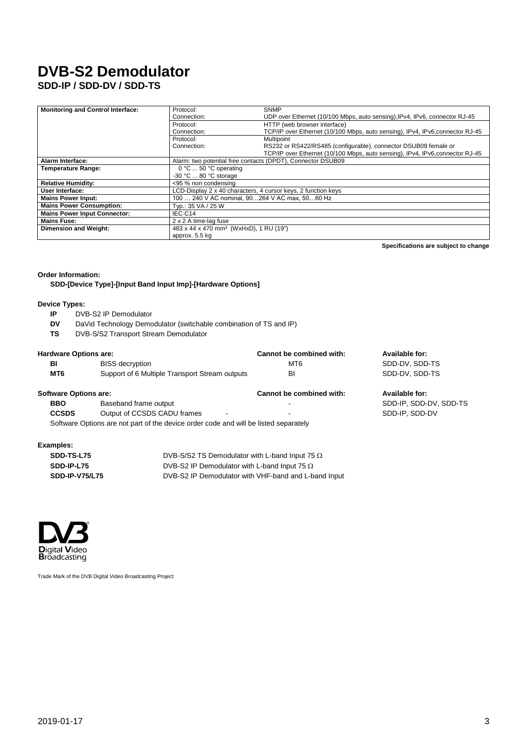# DVB-S2 Demodulator

**SDD-IP / SDD-DV / SDD-TS**

| | | |
|---|---|---|
| **Monitoring and Control Interface:** | Protocol: | SNMP |
| | Connection: | UDP over Ethernet (10/100 Mbps, auto sensing),IPv4, IPv6, connector RJ-45 |
| | Protocol: | HTTP (web browser interface) |
| | Connection: | TCP/IP over Ethernet (10/100 Mbps, auto sensing), IPv4, IPv6,connector RJ-45 |
| | Protocol: | Multipoint |
| | Connection: | RS232 or RS422/RS485 (configurable), connector DSUB09 female or<br>TCP/IP over Ethernet (10/100 Mbps, auto sensing), IPv4, IPv6,connector RJ-45 |
| **Alarm Interface:** | Alarm: two potential free contacts (DPDT), Connector DSUB09 | |
| **Temperature Range:** | 0 °C ... 50 °C operating<br>-30 °C ... 80 °C storage | |
| **Relative Humidity:** | <95 % non condensing | |
| **User Interface:** | LCD-Display 2 x 40 characters, 4 cursor keys, 2 function keys | |
| **Mains Power Input:** | 100 … 240 V AC nominal, 90…264 V AC max, 50…60 Hz | |
| **Mains Power Consumption:** | Typ.: 35 VA / 25 W | |
| **Mains Power Input Connector:** | IEC C14 | |
| **Mains Fuse:** | 2 x 2 A time-lag fuse | |
| **Dimension and Weight:** | 483 x 44 x 470 mm³ (WxHxD), 1 RU (19")<br>approx. 5.5 kg | |

**Specifications are subject to change**

**Order Information:**

**SDD-[Device Type]-[Input Band Input Imp]-[Hardware Options]**

**Device Types:**

- **IP** DVB-S2 IP Demodulator
- **DV** DaVid Technology Demodulator (switchable combination of TS and IP)
- **TS** DVB-S/S2 Transport Stream Demodulator

| Hardware Options are: | | Cannot be combined with: | Available for: |
|---|---|---|---|
| **BI** | BISS decryption | MT6 | SDD-DV, SDD-TS |
| **MT6** | Support of 6 Multiple Transport Stream outputs | BI | SDD-DV, SDD-TS |

| Software Options are: | | Cannot be combined with: | Available for: |
|---|---|---|---|
| **BBO** | Baseband frame output | - | SDD-IP, SDD-DV, SDD-TS |
| **CCSDS** | Output of CCSDS CADU frames | - | SDD-IP, SDD-DV |

Software Options are not part of the device order code and will be listed separately

**Examples:**

| | |
|---|---|
| **SDD-TS-L75** | DVB-S/S2 TS Demodulator with L-band Input 75 Ω |
| **SDD-IP-L75** | DVB-S2 IP Demodulator with L-band Input 75 Ω |
| **SDD-IP-V75/L75** | DVB-S2 IP Demodulator with VHF-band and L-band Input |

DVB Digital Video Broadcasting

Trade Mark of the DVB Digital Video Broadcasting Project

2019-01-17